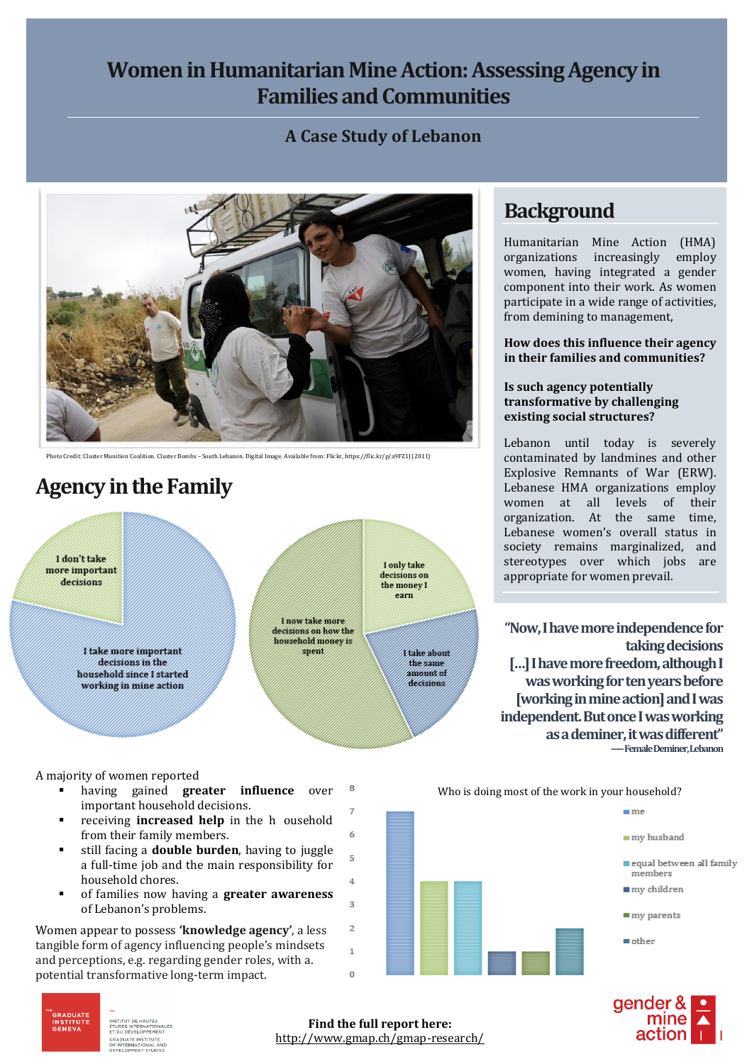# Women in Humanitarian Mine Action: Assessing Agency in Families and Communities

## A Case Study of Lebanon

Photo Credit: Cluster Munition Coalition. Cluster Bombs – South Lebanon. Digital Image. Available from: Flickr, https://flic.kr/p/a9FZ1J (2011)

## Background

Humanitarian Mine Action (HMA) organizations increasingly employ women, having integrated a gender component into their work. As women participate in a wide range of activities, from demining to management,

**How does this influence their agency in their families and communities?**

**Is such agency potentially transformative by challenging existing social structures?**

Lebanon until today is severely contaminated by landmines and other Explosive Remnants of War (ERW). Lebanese HMA organizations employ women at all levels of their organization. At the same time, Lebanese women's overall status in society remains marginalized, and stereotypes over which jobs are appropriate for women prevail.

> **"Now, I have more independence for taking decisions […] I have more freedom, although I was working for ten years before [working in mine action] and I was independent. But once I was working as a deminer, it was different"**
>
> —- Female Deminer, Lebanon

## Agency in the Family

Pie chart 1:
- I don't take more important decisions
- I take more important decisions in the household since I started working in mine action

Pie chart 2:
- I only take decisions on the money I earn
- I now take more decisions on how the household money is spent
- I take about the same amount of decisions

A majority of women reported

- having gained **greater influence** over important household decisions.
- receiving **increased help** in the h ousehold from their family members.
- still facing a **double burden**, having to juggle a full-time job and the main responsibility for household chores.
- of families now having a **greater awareness** of Lebanon's problems.

Women appear to possess **'knowledge agency'**, a less tangible form of agency influencing people's mindsets and perceptions, e.g. regarding gender roles, with a. potential transformative long-term impact.

Who is doing most of the work in your household?

| Response | Count |
|---|---|
| me | 7 |
| my husband | 4 |
| equal between all family members | 4 |
| my children | 1 |
| my parents | 1 |
| other | 2 |

Find the full report here:
http://www.gmap.ch/gmap-research/

THE GRADUATE INSTITUTE GENEVA — INSTITUT DE HAUTES ÉTUDES INTERNATIONALES ET DU DÉVELOPPEMENT — GRADUATE INSTITUTE OF INTERNATIONAL AND DEVELOPMENT STUDIES

gender & mine action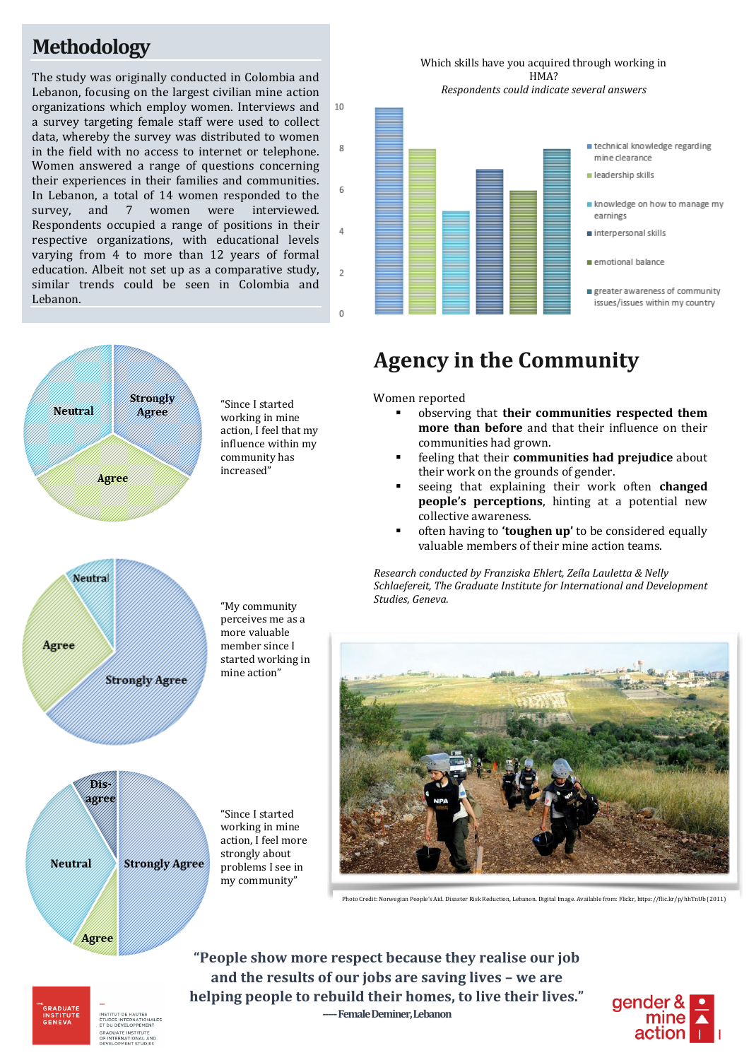## Methodology

The study was originally conducted in Colombia and Lebanon, focusing on the largest civilian mine action organizations which employ women. Interviews and a survey targeting female staff were used to collect data, whereby the survey was distributed to women in the field with no access to internet or telephone. Women answered a range of questions concerning their experiences in their families and communities. In Lebanon, a total of 14 women responded to the survey, and 7 women were interviewed. Respondents occupied a range of positions in their respective organizations, with educational levels varying from 4 to more than 12 years of formal education. Albeit not set up as a comparative study, similar trends could be seen in Colombia and Lebanon.

Which skills have you acquired through working in HMA?
*Respondents could indicate several answers*

10
8
6
4
2
0

technical knowledge regarding mine clearance
leadership skills
knowledge on how to manage my earnings
interpersonal skills
emotional balance
greater awareness of community issues/issues within my country

Neutral
Strongly Agree
Agree

"Since I started working in mine action, I feel that my influence within my community has increased"

Neutral
Agree
Strongly Agree

"My community perceives me as a more valuable member since I started working in mine action"

Dis-agree
Neutral
Strongly Agree
Agree

"Since I started working in mine action, I feel more strongly about problems I see in my community"

## Agency in the Community

Women reported

- observing that **their communities respected them more than before** and that their influence on their communities had grown.
- feeling that their **communities had prejudice** about their work on the grounds of gender.
- seeing that explaining their work often **changed people's perceptions**, hinting at a potential new collective awareness.
- often having to **'toughen up'** to be considered equally valuable members of their mine action teams.

*Research conducted by Franziska Ehlert, Zeíla Lauletta & Nelly Schlaefereit, The Graduate Institute for International and Development Studies, Geneva.*

Photo Credit: Norwegian People's Aid. Disaster Risk Reduction, Lebanon. Digital Image. Available from: Flickr, https://flic.kr/p/hhTnUb (2011)

**"People show more respect because they realise our job and the results of our jobs are saving lives – we are helping people to rebuild their homes, to live their lives."**
**---- Female Deminer, Lebanon**

GRADUATE INSTITUTE GENEVA
INSTITUT DE HAUTES ÉTUDES INTERNATIONALES ET DU DÉVELOPPEMENT
GRADUATE INSTITUTE OF INTERNATIONAL AND DEVELOPMENT STUDIES

gender & mine action